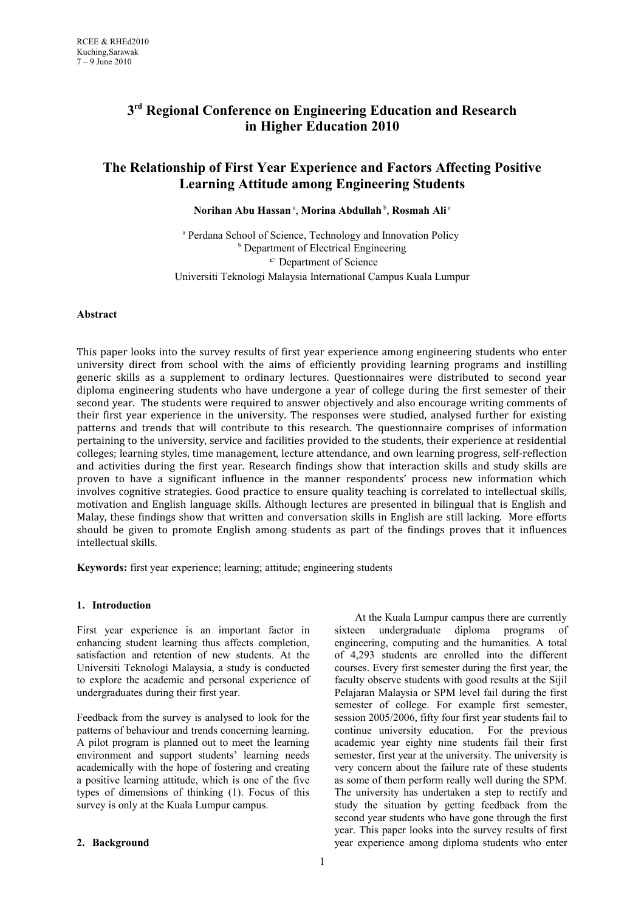# 3rd Regional Conference on Engineering Education and Research in Higher Education 2010

## The Relationship of First Year Experience and Factors Affecting Positive Learning Attitude among Engineering Students

**Norihan Abu Hassan** [a], **Morina Abdullah** [b], **Rosmah Ali** [c]

[a] Perdana School of Science, Technology and Innovation Policy
[b] Department of Electrical Engineering
[c] Department of Science
Universiti Teknologi Malaysia International Campus Kuala Lumpur

### Abstract

This paper looks into the survey results of first year experience among engineering students who enter university direct from school with the aims of efficiently providing learning programs and instilling generic skills as a supplement to ordinary lectures. Questionnaires were distributed to second year diploma engineering students who have undergone a year of college during the first semester of their second year. The students were required to answer objectively and also encourage writing comments of their first year experience in the university. The responses were studied, analysed further for existing patterns and trends that will contribute to this research. The questionnaire comprises of information pertaining to the university, service and facilities provided to the students, their experience at residential colleges; learning styles, time management, lecture attendance, and own learning progress, self-reflection and activities during the first year. Research findings show that interaction skills and study skills are proven to have a significant influence in the manner respondents' process new information which involves cognitive strategies. Good practice to ensure quality teaching is correlated to intellectual skills, motivation and English language skills. Although lectures are presented in bilingual that is English and Malay, these findings show that written and conversation skills in English are still lacking. More efforts should be given to promote English among students as part of the findings proves that it influences intellectual skills.

**Keywords:** first year experience; learning; attitude; engineering students

### 1. Introduction

First year experience is an important factor in enhancing student learning thus affects completion, satisfaction and retention of new students. At the Universiti Teknologi Malaysia, a study is conducted to explore the academic and personal experience of undergraduates during their first year.

Feedback from the survey is analysed to look for the patterns of behaviour and trends concerning learning. A pilot program is planned out to meet the learning environment and support students' learning needs academically with the hope of fostering and creating a positive learning attitude, which is one of the five types of dimensions of thinking (1). Focus of this survey is only at the Kuala Lumpur campus.

### 2. Background

At the Kuala Lumpur campus there are currently sixteen undergraduate diploma programs of engineering, computing and the humanities. A total of 4,293 students are enrolled into the different courses. Every first semester during the first year, the faculty observe students with good results at the Sijil Pelajaran Malaysia or SPM level fail during the first semester of college. For example first semester, session 2005/2006, fifty four first year students fail to continue university education. For the previous academic year eighty nine students fail their first semester, first year at the university. The university is very concern about the failure rate of these students as some of them perform really well during the SPM. The university has undertaken a step to rectify and study the situation by getting feedback from the second year students who have gone through the first year. This paper looks into the survey results of first year experience among diploma students who enter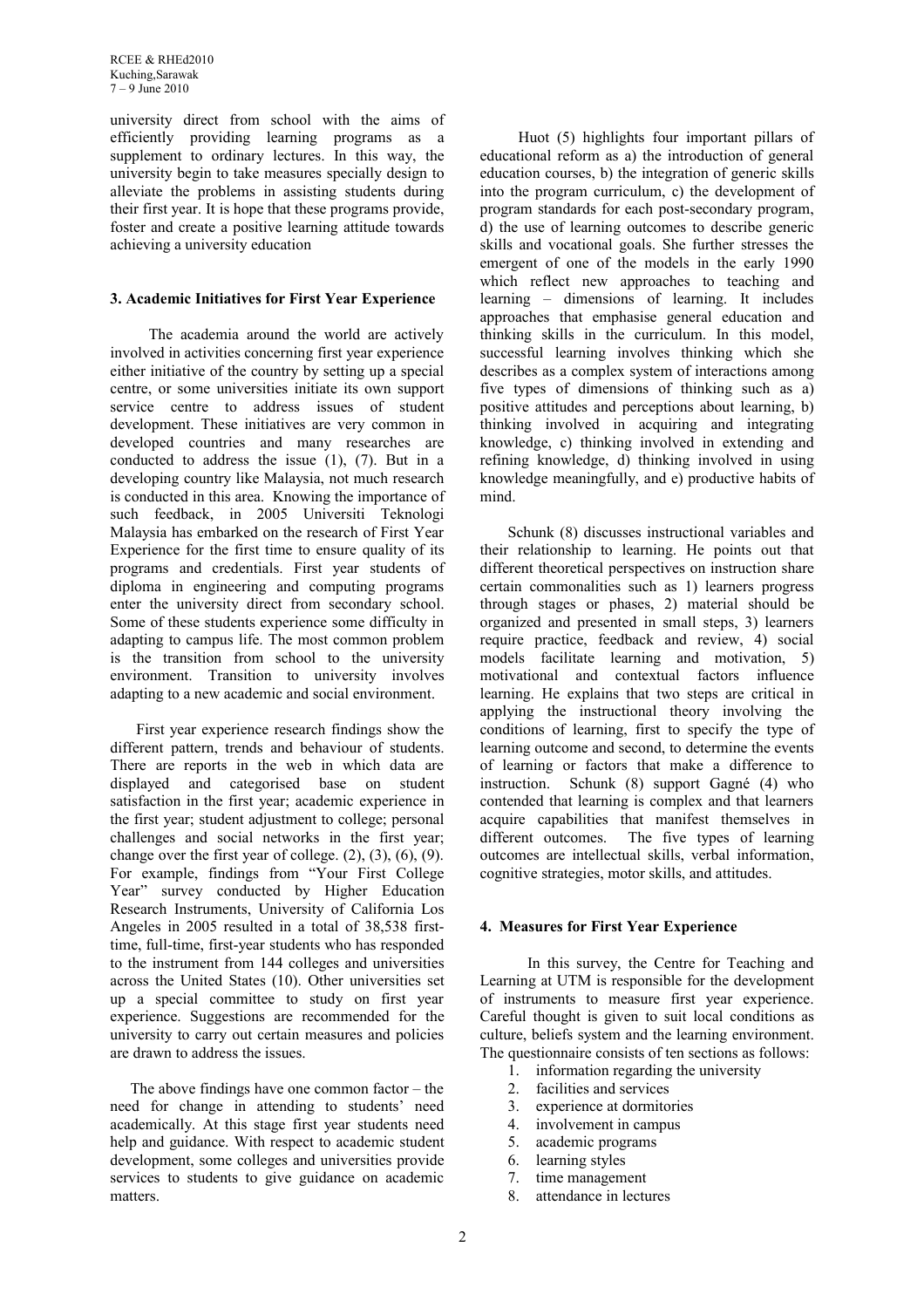university direct from school with the aims of efficiently providing learning programs as a supplement to ordinary lectures. In this way, the university begin to take measures specially design to alleviate the problems in assisting students during their first year. It is hope that these programs provide, foster and create a positive learning attitude towards achieving a university education

### 3. Academic Initiatives for First Year Experience

The academia around the world are actively involved in activities concerning first year experience either initiative of the country by setting up a special centre, or some universities initiate its own support service centre to address issues of student development. These initiatives are very common in developed countries and many researches are conducted to address the issue (1), (7). But in a developing country like Malaysia, not much research is conducted in this area. Knowing the importance of such feedback, in 2005 Universiti Teknologi Malaysia has embarked on the research of First Year Experience for the first time to ensure quality of its programs and credentials. First year students of diploma in engineering and computing programs enter the university direct from secondary school. Some of these students experience some difficulty in adapting to campus life. The most common problem is the transition from school to the university environment. Transition to university involves adapting to a new academic and social environment.

First year experience research findings show the different pattern, trends and behaviour of students. There are reports in the web in which data are displayed and categorised base on student satisfaction in the first year; academic experience in the first year; student adjustment to college; personal challenges and social networks in the first year; change over the first year of college. (2), (3), (6), (9). For example, findings from "Your First College Year" survey conducted by Higher Education Research Instruments, University of California Los Angeles in 2005 resulted in a total of 38,538 first-time, full-time, first-year students who has responded to the instrument from 144 colleges and universities across the United States (10). Other universities set up a special committee to study on first year experience. Suggestions are recommended for the university to carry out certain measures and policies are drawn to address the issues.

The above findings have one common factor – the need for change in attending to students' need academically. At this stage first year students need help and guidance. With respect to academic student development, some colleges and universities provide services to students to give guidance on academic matters.

Huot (5) highlights four important pillars of educational reform as a) the introduction of general education courses, b) the integration of generic skills into the program curriculum, c) the development of program standards for each post-secondary program, d) the use of learning outcomes to describe generic skills and vocational goals. She further stresses the emergent of one of the models in the early 1990 which reflect new approaches to teaching and learning – dimensions of learning. It includes approaches that emphasise general education and thinking skills in the curriculum. In this model, successful learning involves thinking which she describes as a complex system of interactions among five types of dimensions of thinking such as a) positive attitudes and perceptions about learning, b) thinking involved in acquiring and integrating knowledge, c) thinking involved in extending and refining knowledge, d) thinking involved in using knowledge meaningfully, and e) productive habits of mind.

Schunk (8) discusses instructional variables and their relationship to learning. He points out that different theoretical perspectives on instruction share certain commonalities such as 1) learners progress through stages or phases, 2) material should be organized and presented in small steps, 3) learners require practice, feedback and review, 4) social models facilitate learning and motivation, 5) motivational and contextual factors influence learning. He explains that two steps are critical in applying the instructional theory involving the conditions of learning, first to specify the type of learning outcome and second, to determine the events of learning or factors that make a difference to instruction. Schunk (8) support Gagné (4) who contended that learning is complex and that learners acquire capabilities that manifest themselves in different outcomes. The five types of learning outcomes are intellectual skills, verbal information, cognitive strategies, motor skills, and attitudes.

### 4. Measures for First Year Experience

In this survey, the Centre for Teaching and Learning at UTM is responsible for the development of instruments to measure first year experience. Careful thought is given to suit local conditions as culture, beliefs system and the learning environment. The questionnaire consists of ten sections as follows:

1. information regarding the university
2. facilities and services
3. experience at dormitories
4. involvement in campus
5. academic programs
6. learning styles
7. time management
8. attendance in lectures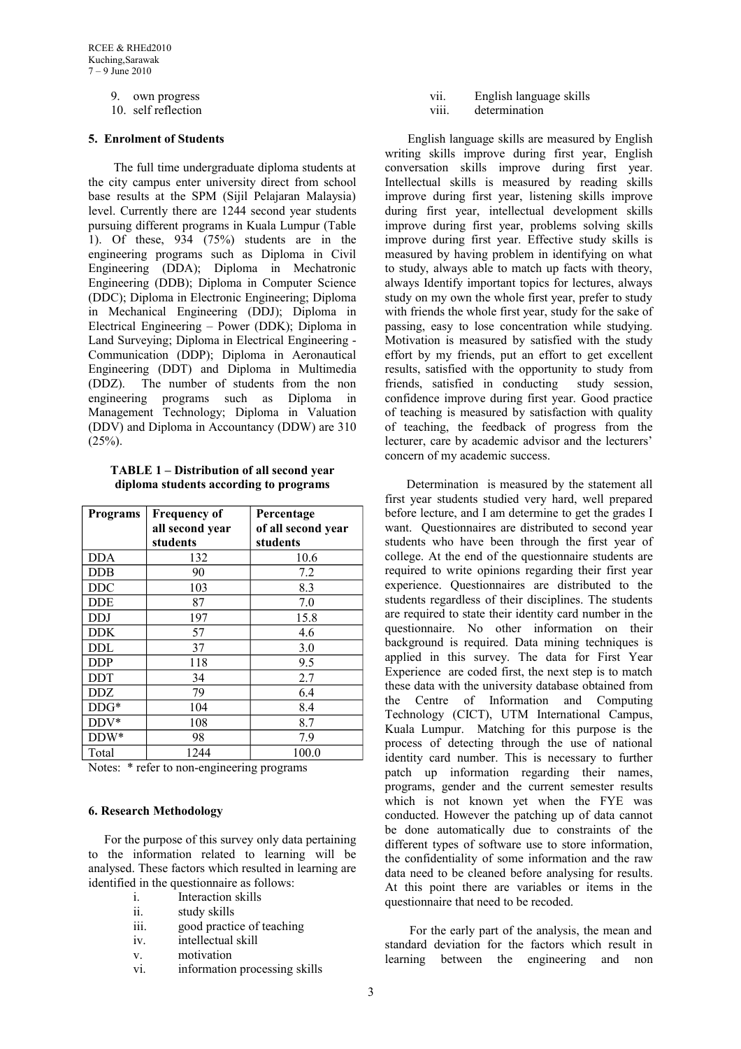9. own progress
10. self reflection

### 5. Enrolment of Students

The full time undergraduate diploma students at the city campus enter university direct from school base results at the SPM (Sijil Pelajaran Malaysia) level. Currently there are 1244 second year students pursuing different programs in Kuala Lumpur (Table 1). Of these, 934 (75%) students are in the engineering programs such as Diploma in Civil Engineering (DDA); Diploma in Mechatronic Engineering (DDB); Diploma in Computer Science (DDC); Diploma in Electronic Engineering; Diploma in Mechanical Engineering (DDJ); Diploma in Electrical Engineering – Power (DDK); Diploma in Land Surveying; Diploma in Electrical Engineering - Communication (DDP); Diploma in Aeronautical Engineering (DDT) and Diploma in Multimedia (DDZ). The number of students from the non engineering programs such as Diploma in Management Technology; Diploma in Valuation (DDV) and Diploma in Accountancy (DDW) are 310 (25%).

**TABLE 1 – Distribution of all second year diploma students according to programs**

| Programs | Frequency of all second year students | Percentage of all second year students |
|---|---|---|
| DDA | 132 | 10.6 |
| DDB | 90 | 7.2 |
| DDC | 103 | 8.3 |
| DDE | 87 | 7.0 |
| DDJ | 197 | 15.8 |
| DDK | 57 | 4.6 |
| DDL | 37 | 3.0 |
| DDP | 118 | 9.5 |
| DDT | 34 | 2.7 |
| DDZ | 79 | 6.4 |
| DDG* | 104 | 8.4 |
| DDV* | 108 | 8.7 |
| DDW* | 98 | 7.9 |
| Total | 1244 | 100.0 |

Notes: * refer to non-engineering programs

### 6. Research Methodology

For the purpose of this survey only data pertaining to the information related to learning will be analysed. These factors which resulted in learning are identified in the questionnaire as follows:

i. Interaction skills
ii. study skills
iii. good practice of teaching
iv. intellectual skill
v. motivation
vi. information processing skills
vii. English language skills
viii. determination

English language skills are measured by English writing skills improve during first year, English conversation skills improve during first year. Intellectual skills is measured by reading skills improve during first year, listening skills improve during first year, intellectual development skills improve during first year, problems solving skills improve during first year. Effective study skills is measured by having problem in identifying on what to study, always able to match up facts with theory, always Identify important topics for lectures, always study on my own the whole first year, prefer to study with friends the whole first year, study for the sake of passing, easy to lose concentration while studying. Motivation is measured by satisfied with the study effort by my friends, put an effort to get excellent results, satisfied with the opportunity to study from friends, satisfied in conducting study session, confidence improve during first year. Good practice of teaching is measured by satisfaction with quality of teaching, the feedback of progress from the lecturer, care by academic advisor and the lecturers' concern of my academic success.

Determination is measured by the statement all first year students studied very hard, well prepared before lecture, and I am determine to get the grades I want. Questionnaires are distributed to second year students who have been through the first year of college. At the end of the questionnaire students are required to write opinions regarding their first year experience. Questionnaires are distributed to the students regardless of their disciplines. The students are required to state their identity card number in the questionnaire. No other information on their background is required. Data mining techniques is applied in this survey. The data for First Year Experience are coded first, the next step is to match these data with the university database obtained from the Centre of Information and Computing Technology (CICT), UTM International Campus, Kuala Lumpur. Matching for this purpose is the process of detecting through the use of national identity card number. This is necessary to further patch up information regarding their names, programs, gender and the current semester results which is not known yet when the FYE was conducted. However the patching up of data cannot be done automatically due to constraints of the different types of software use to store information, the confidentiality of some information and the raw data need to be cleaned before analysing for results. At this point there are variables or items in the questionnaire that need to be recoded.

For the early part of the analysis, the mean and standard deviation for the factors which result in learning between the engineering and non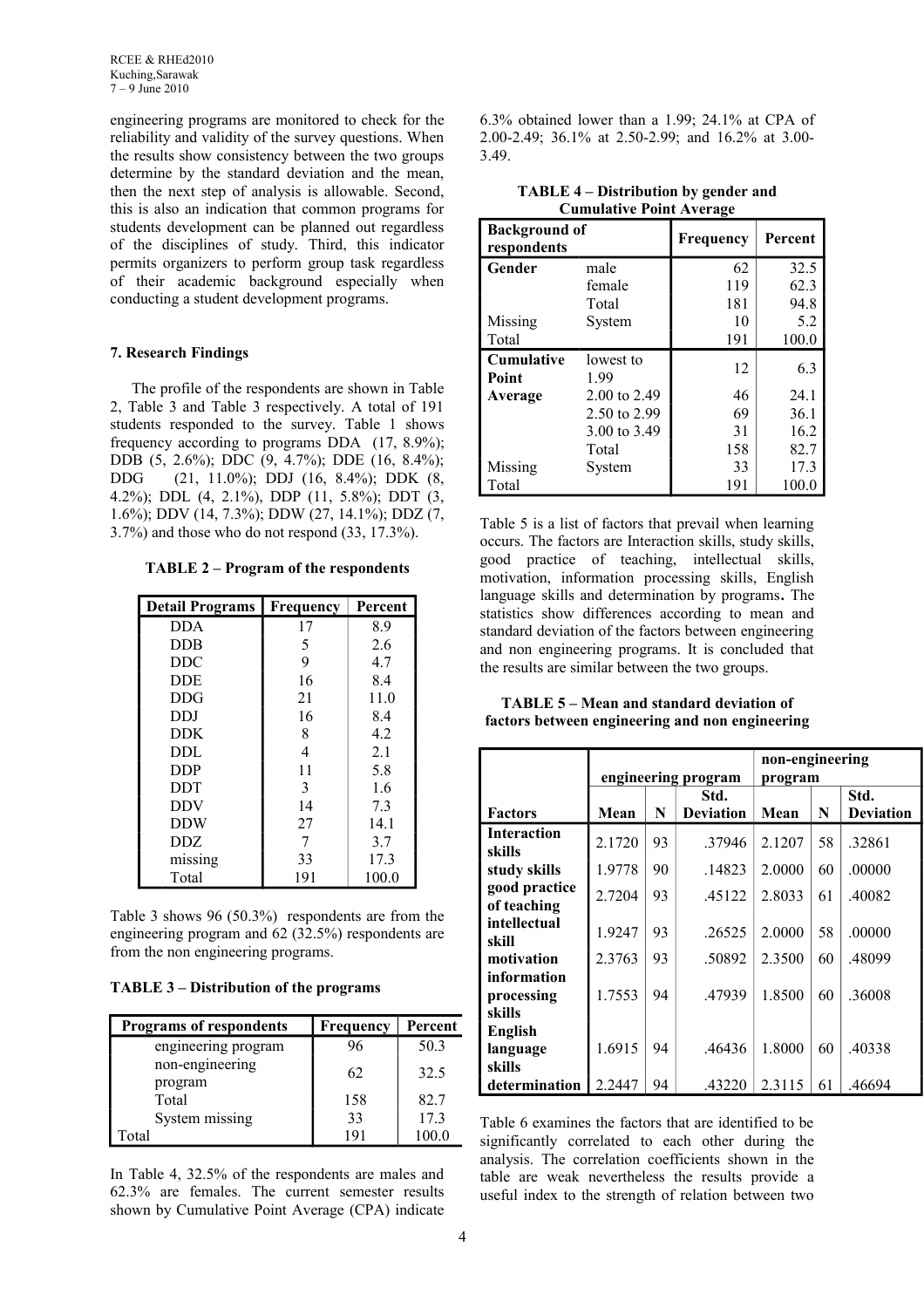engineering programs are monitored to check for the reliability and validity of the survey questions. When the results show consistency between the two groups determine by the standard deviation and the mean, then the next step of analysis is allowable. Second, this is also an indication that common programs for students development can be planned out regardless of the disciplines of study. Third, this indicator permits organizers to perform group task regardless of their academic background especially when conducting a student development programs.

## 7. Research Findings

The profile of the respondents are shown in Table 2, Table 3 and Table 3 respectively. A total of 191 students responded to the survey. Table 1 shows frequency according to programs DDA (17, 8.9%); DDB (5, 2.6%); DDC (9, 4.7%); DDE (16, 8.4%); DDG (21, 11.0%); DDJ (16, 8.4%); DDK (8, 4.2%); DDL (4, 2.1%), DDP (11, 5.8%); DDT (3, 1.6%); DDV (14, 7.3%); DDW (27, 14.1%); DDZ (7, 3.7%) and those who do not respond (33, 17.3%).

**TABLE 2 – Program of the respondents**

| Detail Programs | Frequency | Percent |
|---|---|---|
| DDA | 17 | 8.9 |
| DDB | 5 | 2.6 |
| DDC | 9 | 4.7 |
| DDE | 16 | 8.4 |
| DDG | 21 | 11.0 |
| DDJ | 16 | 8.4 |
| DDK | 8 | 4.2 |
| DDL | 4 | 2.1 |
| DDP | 11 | 5.8 |
| DDT | 3 | 1.6 |
| DDV | 14 | 7.3 |
| DDW | 27 | 14.1 |
| DDZ | 7 | 3.7 |
| missing | 33 | 17.3 |
| Total | 191 | 100.0 |

Table 3 shows 96 (50.3%) respondents are from the engineering program and 62 (32.5%) respondents are from the non engineering programs.

**TABLE 3 – Distribution of the programs**

| Programs of respondents | Frequency | Percent |
|---|---|---|
| engineering program | 96 | 50.3 |
| non-engineering program | 62 | 32.5 |
| Total | 158 | 82.7 |
| System missing | 33 | 17.3 |
| Total | 191 | 100.0 |

In Table 4, 32.5% of the respondents are males and 62.3% are females. The current semester results shown by Cumulative Point Average (CPA) indicate 6.3% obtained lower than a 1.99; 24.1% at CPA of 2.00-2.49; 36.1% at 2.50-2.99; and 16.2% at 3.00-3.49.

**TABLE 4 – Distribution by gender and Cumulative Point Average**

| Background of respondents | | Frequency | Percent |
|---|---|---|---|
| **Gender** | male | 62 | 32.5 |
| | female | 119 | 62.3 |
| | Total | 181 | 94.8 |
| Missing | System | 10 | 5.2 |
| Total | | 191 | 100.0 |
| **Cumulative Point Average** | lowest to 1.99 | 12 | 6.3 |
| | 2.00 to 2.49 | 46 | 24.1 |
| | 2.50 to 2.99 | 69 | 36.1 |
| | 3.00 to 3.49 | 31 | 16.2 |
| | Total | 158 | 82.7 |
| Missing | System | 33 | 17.3 |
| Total | | 191 | 100.0 |

Table 5 is a list of factors that prevail when learning occurs. The factors are Interaction skills, study skills, good practice of teaching, intellectual skills, motivation, information processing skills, English language skills and determination by programs**.** The statistics show differences according to mean and standard deviation of the factors between engineering and non engineering programs. It is concluded that the results are similar between the two groups.

**TABLE 5 – Mean and standard deviation of factors between engineering and non engineering**

| | engineering program | | | non-engineering program | | |
|---|---|---|---|---|---|---|
| **Factors** | **Mean** | **N** | **Std. Deviation** | **Mean** | **N** | **Std. Deviation** |
| **Interaction skills** | 2.1720 | 93 | .37946 | 2.1207 | 58 | .32861 |
| **study skills** | 1.9778 | 90 | .14823 | 2.0000 | 60 | .00000 |
| **good practice of teaching** | 2.7204 | 93 | .45122 | 2.8033 | 61 | .40082 |
| **intellectual skill** | 1.9247 | 93 | .26525 | 2.0000 | 58 | .00000 |
| **motivation** | 2.3763 | 93 | .50892 | 2.3500 | 60 | .48099 |
| **information processing skills** | 1.7553 | 94 | .47939 | 1.8500 | 60 | .36008 |
| **English language skills** | 1.6915 | 94 | .46436 | 1.8000 | 60 | .40338 |
| **determination** | 2.2447 | 94 | .43220 | 2.3115 | 61 | .46694 |

Table 6 examines the factors that are identified to be significantly correlated to each other during the analysis. The correlation coefficients shown in the table are weak nevertheless the results provide a useful index to the strength of relation between two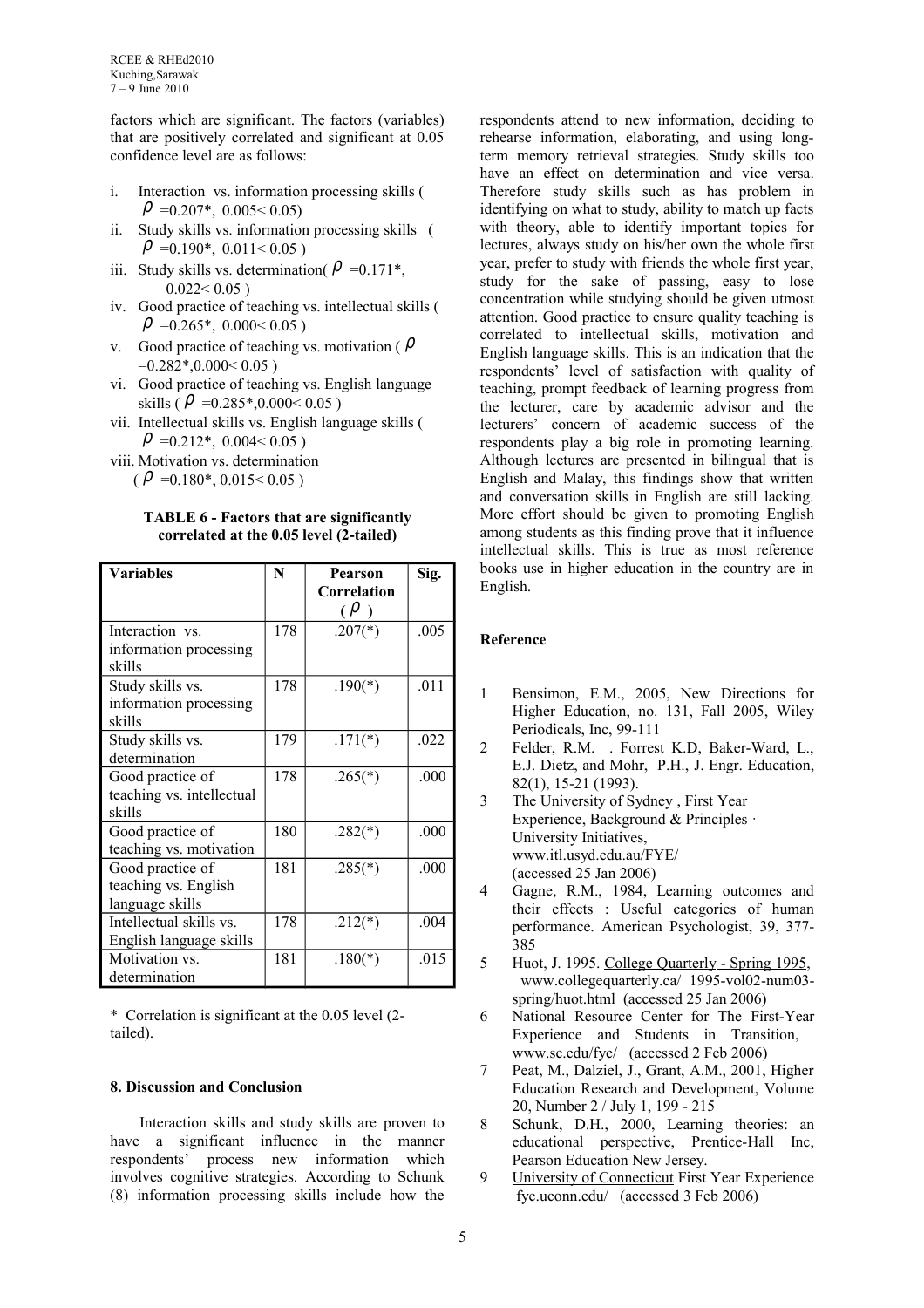factors which are significant. The factors (variables) that are positively correlated and significant at 0.05 confidence level are as follows:

i. Interaction vs. information processing skills ( $\rho$ =0.207*, 0.005< 0.05)
ii. Study skills vs. information processing skills ( $\rho$ =0.190*, 0.011< 0.05 )
iii. Study skills vs. determination( $\rho$ =0.171*, 0.022< 0.05 )
iv. Good practice of teaching vs. intellectual skills ( $\rho$ =0.265*, 0.000< 0.05 )
v. Good practice of teaching vs. motivation ( $\rho$ =0.282*,0.000< 0.05 )
vi. Good practice of teaching vs. English language skills ( $\rho$ =0.285*,0.000< 0.05 )
vii. Intellectual skills vs. English language skills ( $\rho$ =0.212*, 0.004< 0.05 )
viii. Motivation vs. determination ( $\rho$ =0.180*, 0.015< 0.05 )

**TABLE 6 - Factors that are significantly correlated at the 0.05 level (2-tailed)**

| Variables | N | Pearson Correlation ( $\rho$ ) | Sig. |
|---|---|---|---|
| Interaction vs. information processing skills | 178 | .207(*) | .005 |
| Study skills vs. information processing skills | 178 | .190(*) | .011 |
| Study skills vs. determination | 179 | .171(*) | .022 |
| Good practice of teaching vs. intellectual skills | 178 | .265(*) | .000 |
| Good practice of teaching vs. motivation | 180 | .282(*) | .000 |
| Good practice of teaching vs. English language skills | 181 | .285(*) | .000 |
| Intellectual skills vs. English language skills | 178 | .212(*) | .004 |
| Motivation vs. determination | 181 | .180(*) | .015 |

\* Correlation is significant at the 0.05 level (2-tailed).

## 8. Discussion and Conclusion

Interaction skills and study skills are proven to have a significant influence in the manner respondents' process new information which involves cognitive strategies. According to Schunk (8) information processing skills include how the respondents attend to new information, deciding to rehearse information, elaborating, and using long-term memory retrieval strategies. Study skills too have an effect on determination and vice versa. Therefore study skills such as has problem in identifying on what to study, ability to match up facts with theory, able to identify important topics for lectures, always study on his/her own the whole first year, prefer to study with friends the whole first year, study for the sake of passing, easy to lose concentration while studying should be given utmost attention. Good practice to ensure quality teaching is correlated to intellectual skills, motivation and English language skills. This is an indication that the respondents' level of satisfaction with quality of teaching, prompt feedback of learning progress from the lecturer, care by academic advisor and the lecturers' concern of academic success of the respondents play a big role in promoting learning. Although lectures are presented in bilingual that is English and Malay, this findings show that written and conversation skills in English are still lacking. More effort should be given to promoting English among students as this finding prove that it influence intellectual skills. This is true as most reference books use in higher education in the country are in English.

## Reference

1. Bensimon, E.M., 2005, New Directions for Higher Education, no. 131, Fall 2005, Wiley Periodicals, Inc, 99-111
2. Felder, R.M. . Forrest K.D, Baker-Ward, L., E.J. Dietz, and Mohr, P.H., J. Engr. Education, 82(1), 15-21 (1993).
3. The University of Sydney , First Year Experience, Background & Principles · University Initiatives, www.itl.usyd.edu.au/FYE/ (accessed 25 Jan 2006)
4. Gagne, R.M., 1984, Learning outcomes and their effects : Useful categories of human performance. American Psychologist, 39, 377-385
5. Huot, J. 1995. College Quarterly - Spring 1995, www.collegequarterly.ca/ 1995-vol02-num03-spring/huot.html (accessed 25 Jan 2006)
6. National Resource Center for The First-Year Experience and Students in Transition, www.sc.edu/fye/ (accessed 2 Feb 2006)
7. Peat, M., Dalziel, J., Grant, A.M., 2001, Higher Education Research and Development, Volume 20, Number 2 / July 1, 199 - 215
8. Schunk, D.H., 2000, Learning theories: an educational perspective, Prentice-Hall Inc, Pearson Education New Jersey.
9. University of Connecticut First Year Experience fye.uconn.edu/ (accessed 3 Feb 2006)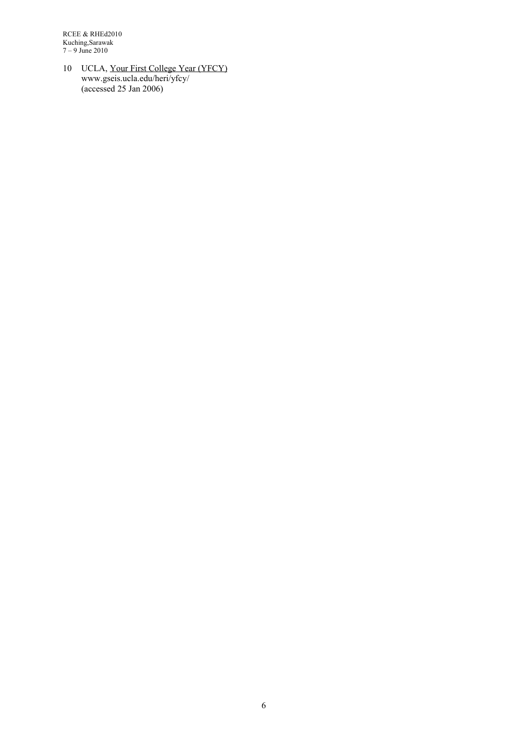10 UCLA, Your First College Year (YFCY)
www.gseis.ucla.edu/heri/yfcy/
(accessed 25 Jan 2006)